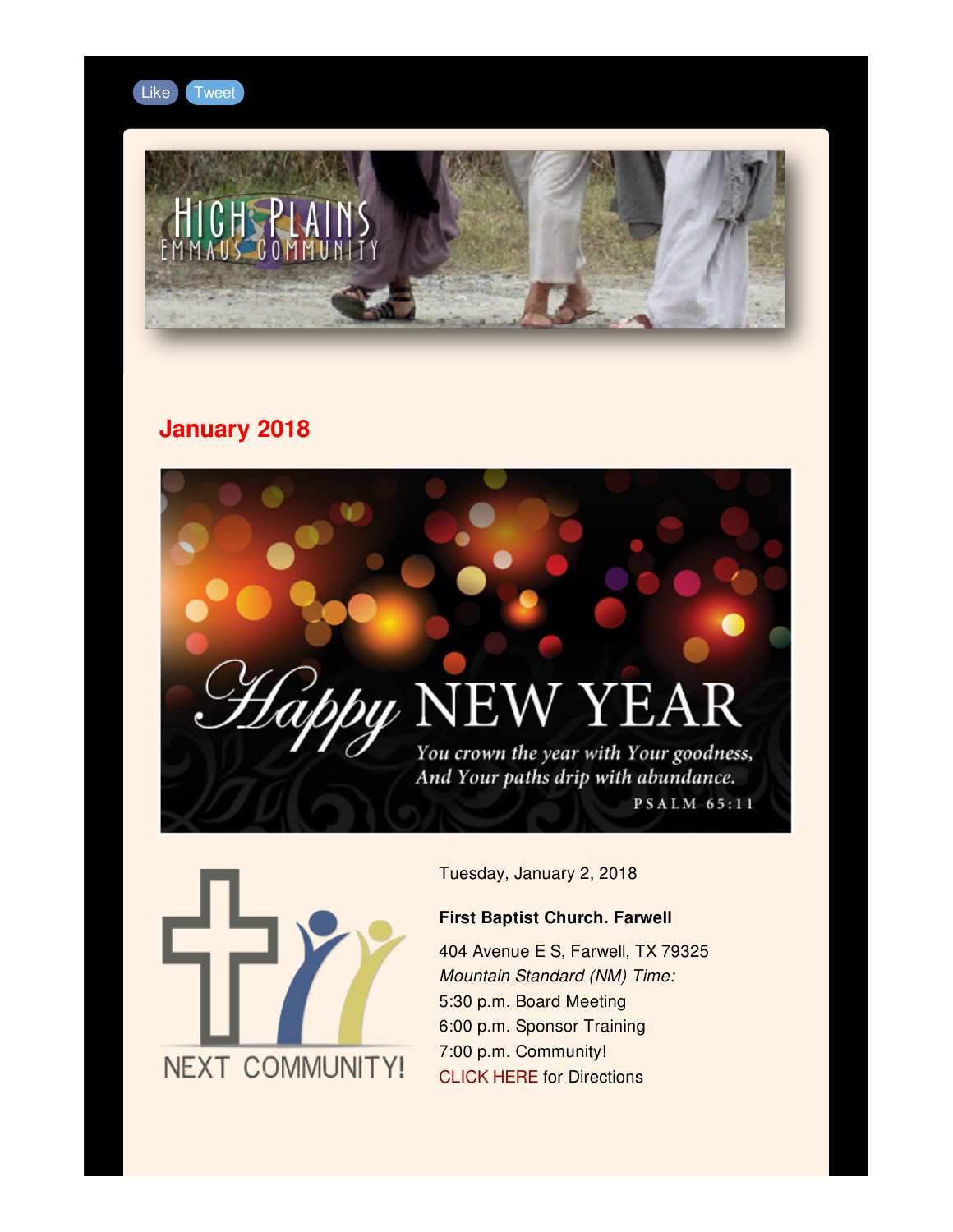Like Tweet

## January 2018

Tuesday, January 2, 2018

**First Baptist Church. Farwell**

404 Avenue E S, Farwell, TX 79325

*Mountain Standard (NM) Time:*

5:30 p.m. Board Meeting

6:00 p.m. Sponsor Training

7:00 p.m. Community!

CLICK HERE for Directions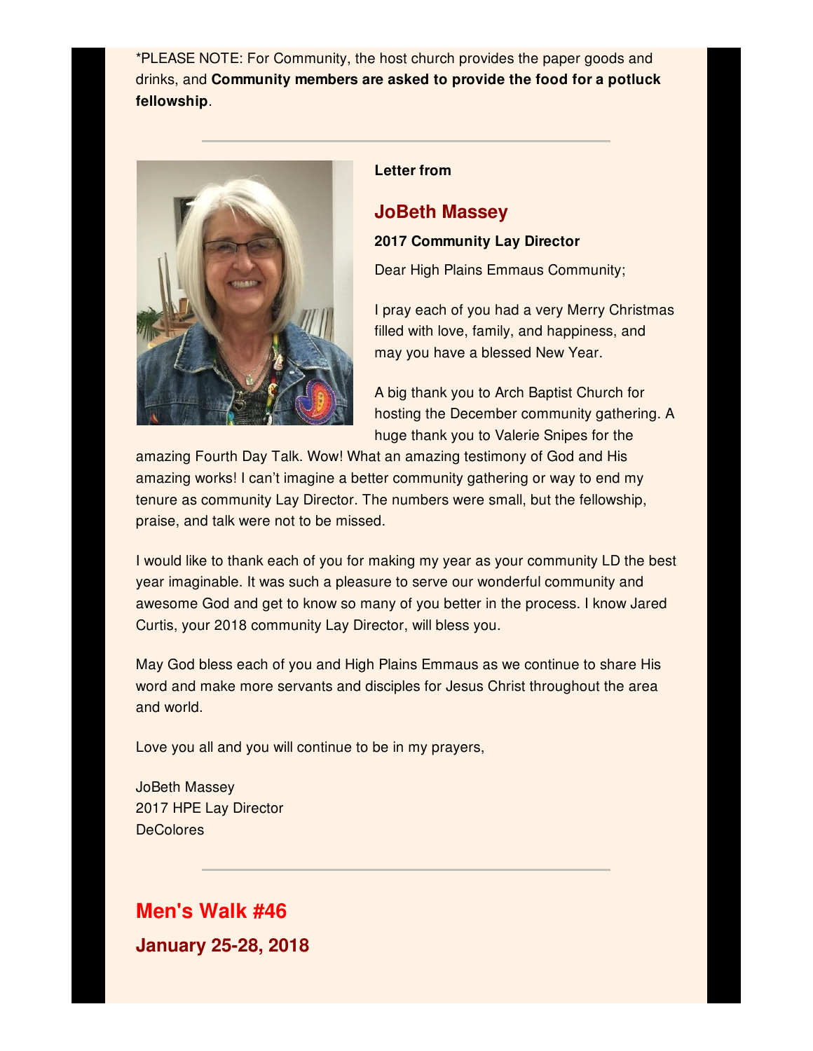*PLEASE NOTE: For Community, the host church provides the paper goods and drinks, and **Community members are asked to provide the food for a potluck fellowship**.

---

**Letter from**

## JoBeth Massey

**2017 Community Lay Director**

Dear High Plains Emmaus Community;

I pray each of you had a very Merry Christmas filled with love, family, and happiness, and may you have a blessed New Year.

A big thank you to Arch Baptist Church for hosting the December community gathering. A huge thank you to Valerie Snipes for the amazing Fourth Day Talk. Wow! What an amazing testimony of God and His amazing works! I can't imagine a better community gathering or way to end my tenure as community Lay Director. The numbers were small, but the fellowship, praise, and talk were not to be missed.

I would like to thank each of you for making my year as your community LD the best year imaginable. It was such a pleasure to serve our wonderful community and awesome God and get to know so many of you better in the process. I know Jared Curtis, your 2018 community Lay Director, will bless you.

May God bless each of you and High Plains Emmaus as we continue to share His word and make more servants and disciples for Jesus Christ throughout the area and world.

Love you all and you will continue to be in my prayers,

JoBeth Massey
2017 HPE Lay Director
DeColores

---

## Men's Walk #46

### January 25-28, 2018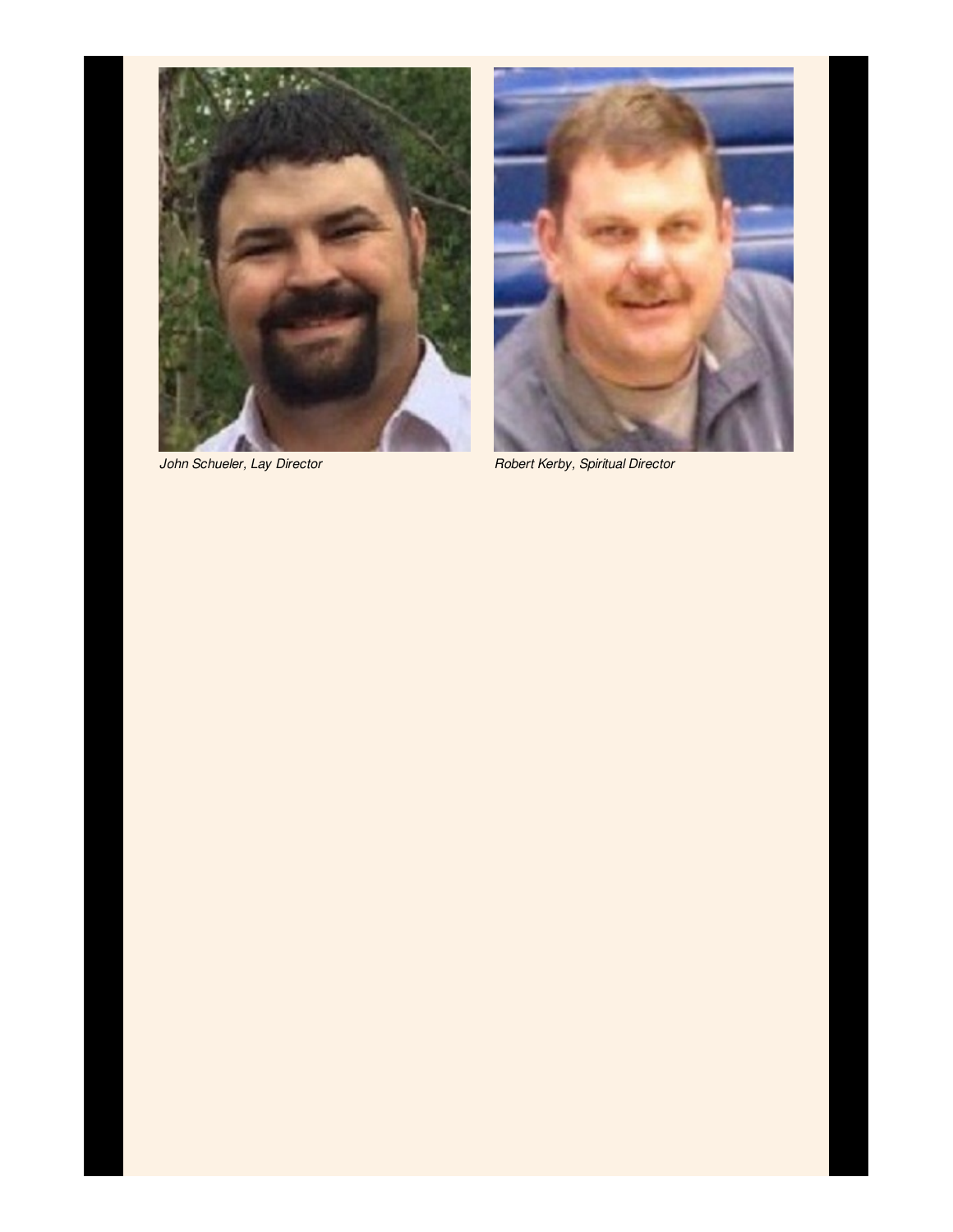*John Schueler, Lay Director*

*Robert Kerby, Spiritual Director*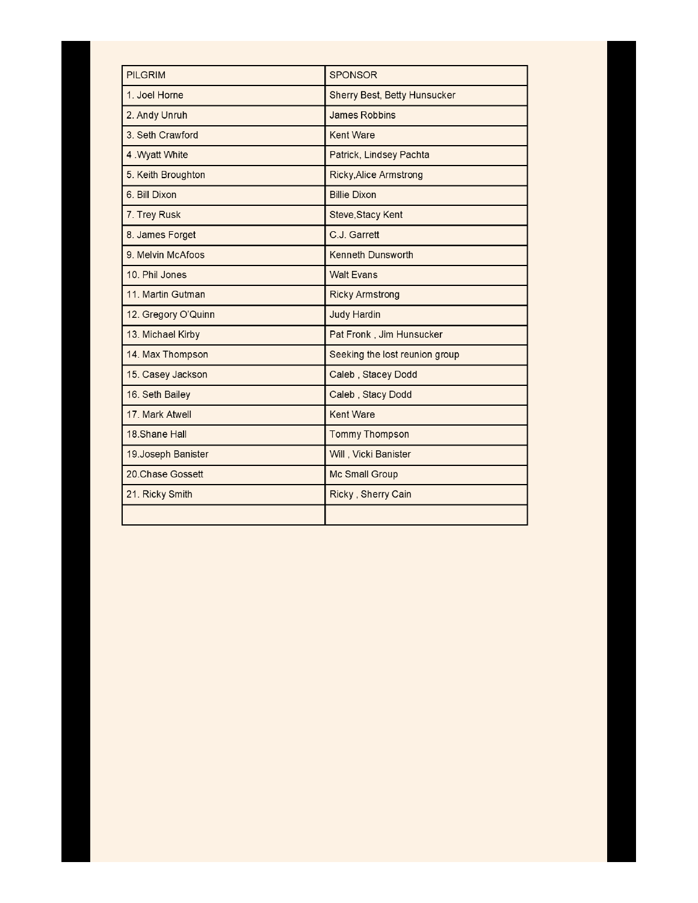| PILGRIM | SPONSOR |
| --- | --- |
| 1. Joel Horne | Sherry Best, Betty Hunsucker |
| 2. Andy Unruh | James Robbins |
| 3. Seth Crawford | Kent Ware |
| 4 .Wyatt White | Patrick, Lindsey Pachta |
| 5. Keith Broughton | Ricky,Alice Armstrong |
| 6. Bill Dixon | Billie Dixon |
| 7. Trey Rusk | Steve,Stacy Kent |
| 8. James Forget | C.J. Garrett |
| 9. Melvin McAfoos | Kenneth Dunsworth |
| 10. Phil Jones | Walt Evans |
| 11. Martin Gutman | Ricky Armstrong |
| 12. Gregory O'Quinn | Judy Hardin |
| 13. Michael Kirby | Pat Fronk , Jim Hunsucker |
| 14. Max Thompson | Seeking the lost reunion group |
| 15. Casey Jackson | Caleb , Stacey Dodd |
| 16. Seth Bailey | Caleb , Stacy Dodd |
| 17. Mark Atwell | Kent Ware |
| 18.Shane Hall | Tommy Thompson |
| 19.Joseph Banister | Will , Vicki Banister |
| 20.Chase Gossett | Mc Small Group |
| 21. Ricky Smith | Ricky , Sherry Cain |
| | |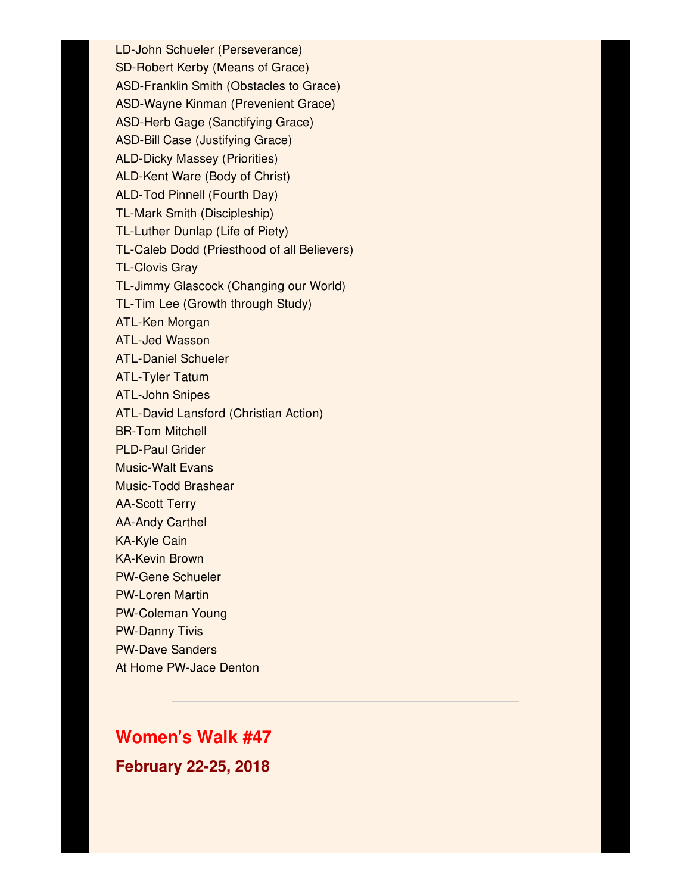LD-John Schueler (Perseverance)
SD-Robert Kerby (Means of Grace)
ASD-Franklin Smith (Obstacles to Grace)
ASD-Wayne Kinman (Prevenient Grace)
ASD-Herb Gage (Sanctifying Grace)
ASD-Bill Case (Justifying Grace)
ALD-Dicky Massey (Priorities)
ALD-Kent Ware (Body of Christ)
ALD-Tod Pinnell (Fourth Day)
TL-Mark Smith (Discipleship)
TL-Luther Dunlap (Life of Piety)
TL-Caleb Dodd (Priesthood of all Believers)
TL-Clovis Gray
TL-Jimmy Glascock (Changing our World)
TL-Tim Lee (Growth through Study)
ATL-Ken Morgan
ATL-Jed Wasson
ATL-Daniel Schueler
ATL-Tyler Tatum
ATL-John Snipes
ATL-David Lansford (Christian Action)
BR-Tom Mitchell
PLD-Paul Grider
Music-Walt Evans
Music-Todd Brashear
AA-Scott Terry
AA-Andy Carthel
KA-Kyle Cain
KA-Kevin Brown
PW-Gene Schueler
PW-Loren Martin
PW-Coleman Young
PW-Danny Tivis
PW-Dave Sanders
At Home PW-Jace Denton

---

## Women's Walk #47

### February 22-25, 2018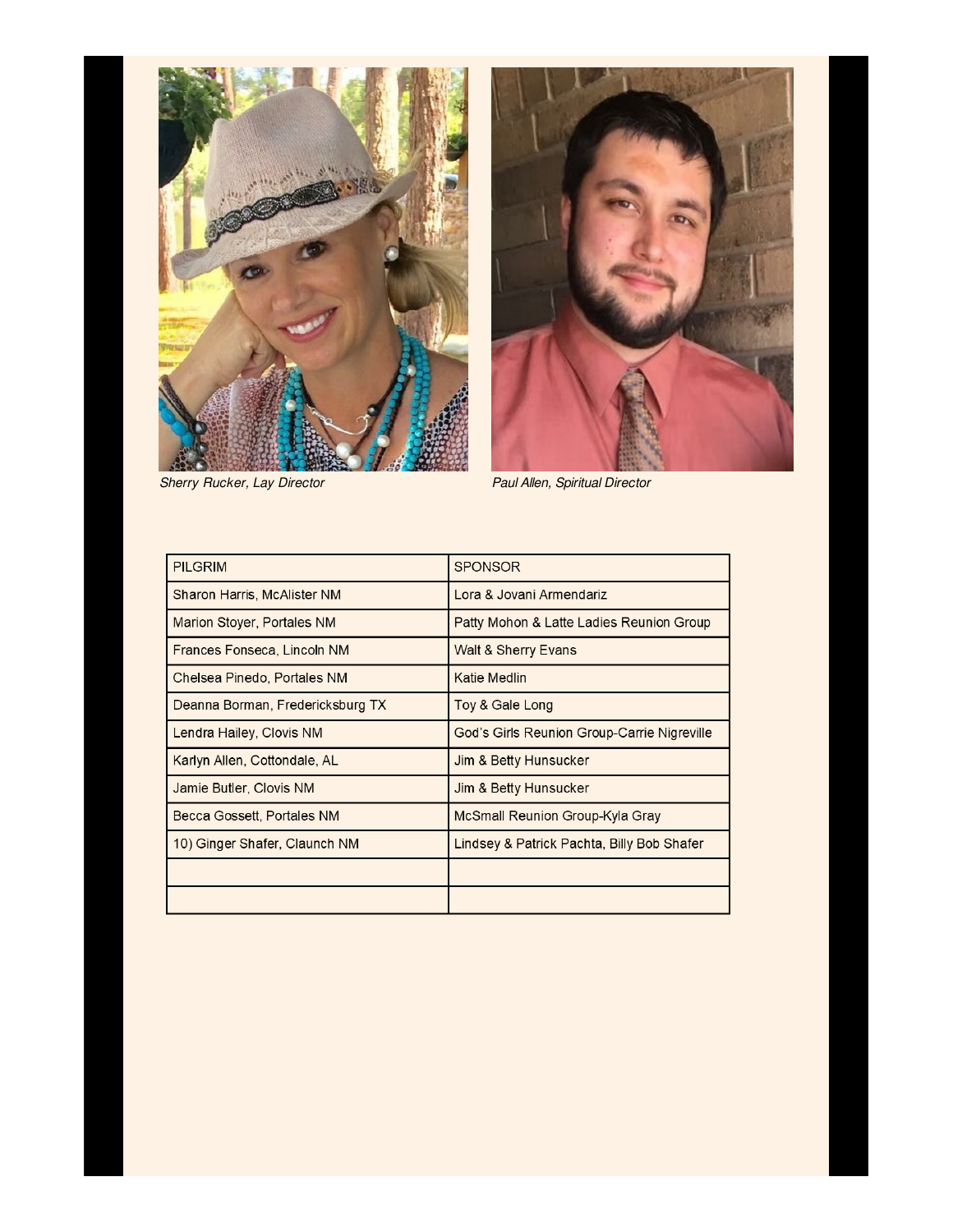*Sherry Rucker, Lay Director*

*Paul Allen, Spiritual Director*

| PILGRIM | SPONSOR |
|---|---|
| Sharon Harris, McAlister NM | Lora & Jovani Armendariz |
| Marion Stoyer, Portales NM | Patty Mohon & Latte Ladies Reunion Group |
| Frances Fonseca, Lincoln NM | Walt & Sherry Evans |
| Chelsea Pinedo, Portales NM | Katie Medlin |
| Deanna Borman, Fredericksburg TX | Toy & Gale Long |
| Lendra Hailey, Clovis NM | God's Girls Reunion Group-Carrie Nigreville |
| Karlyn Allen, Cottondale, AL | Jim & Betty Hunsucker |
| Jamie Butler, Clovis NM | Jim & Betty Hunsucker |
| Becca Gossett, Portales NM | McSmall Reunion Group-Kyla Gray |
| 10) Ginger Shafer, Claunch NM | Lindsey & Patrick Pachta, Billy Bob Shafer |
| | |
| | |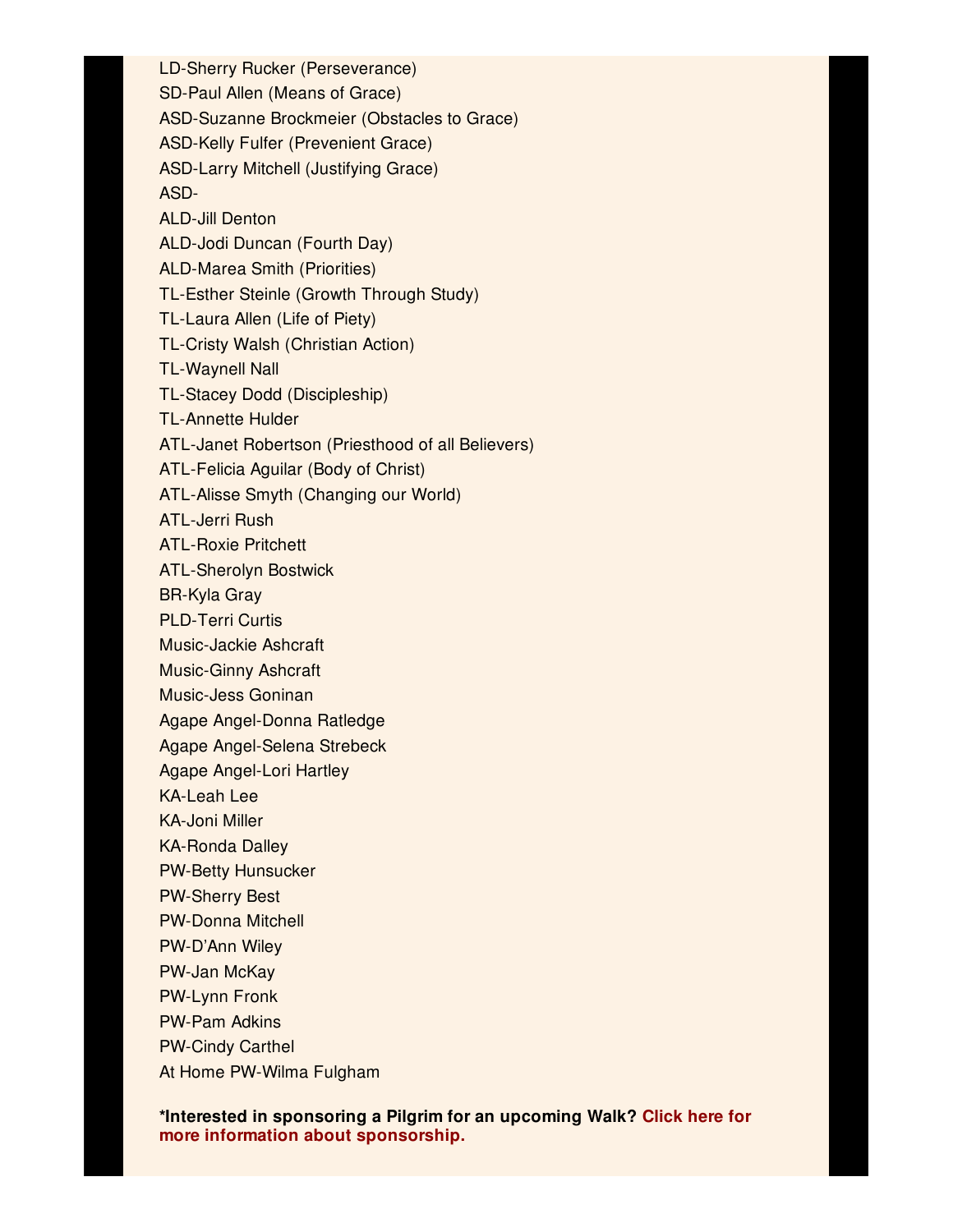LD-Sherry Rucker (Perseverance)
SD-Paul Allen (Means of Grace)
ASD-Suzanne Brockmeier (Obstacles to Grace)
ASD-Kelly Fulfer (Prevenient Grace)
ASD-Larry Mitchell (Justifying Grace)
ASD-
ALD-Jill Denton
ALD-Jodi Duncan (Fourth Day)
ALD-Marea Smith (Priorities)
TL-Esther Steinle (Growth Through Study)
TL-Laura Allen (Life of Piety)
TL-Cristy Walsh (Christian Action)
TL-Waynell Nall
TL-Stacey Dodd (Discipleship)
TL-Annette Hulder
ATL-Janet Robertson (Priesthood of all Believers)
ATL-Felicia Aguilar (Body of Christ)
ATL-Alisse Smyth (Changing our World)
ATL-Jerri Rush
ATL-Roxie Pritchett
ATL-Sherolyn Bostwick
BR-Kyla Gray
PLD-Terri Curtis
Music-Jackie Ashcraft
Music-Ginny Ashcraft
Music-Jess Goninan
Agape Angel-Donna Ratledge
Agape Angel-Selena Strebeck
Agape Angel-Lori Hartley
KA-Leah Lee
KA-Joni Miller
KA-Ronda Dalley
PW-Betty Hunsucker
PW-Sherry Best
PW-Donna Mitchell
PW-D'Ann Wiley
PW-Jan McKay
PW-Lynn Fronk
PW-Pam Adkins
PW-Cindy Carthel
At Home PW-Wilma Fulgham

**\*Interested in sponsoring a Pilgrim for an upcoming Walk? Click here for more information about sponsorship.**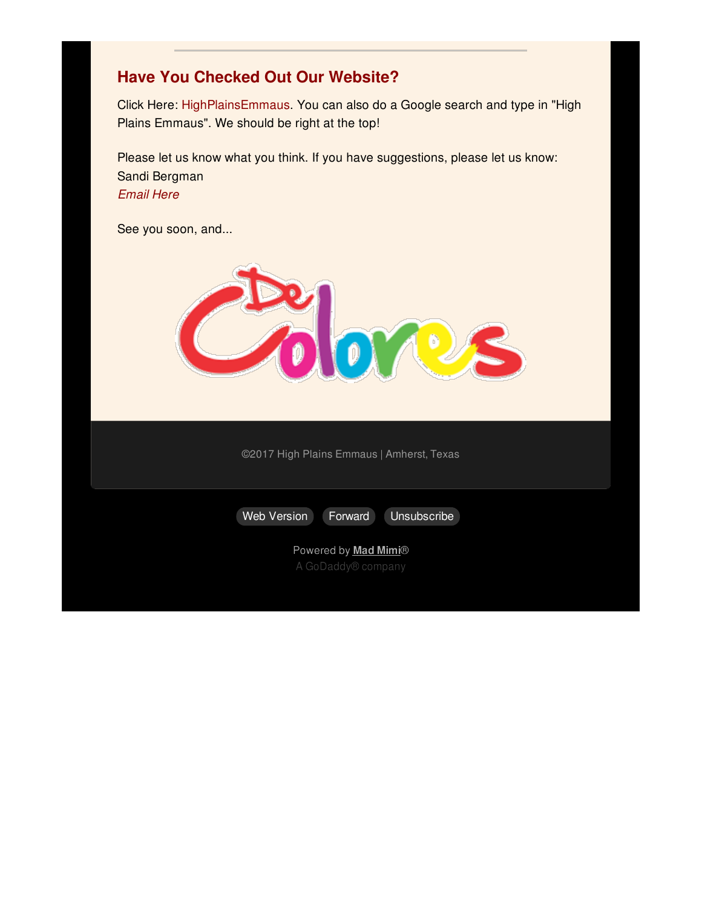## Have You Checked Out Our Website?

Click Here: HighPlainsEmmaus. You can also do a Google search and type in "High Plains Emmaus". We should be right at the top!

Please let us know what you think. If you have suggestions, please let us know:
Sandi Bergman
*Email Here*

See you soon, and...

De Colores

©2017 High Plains Emmaus | Amherst, Texas

Web Version Forward Unsubscribe

Powered by **Mad Mimi**®
A GoDaddy® company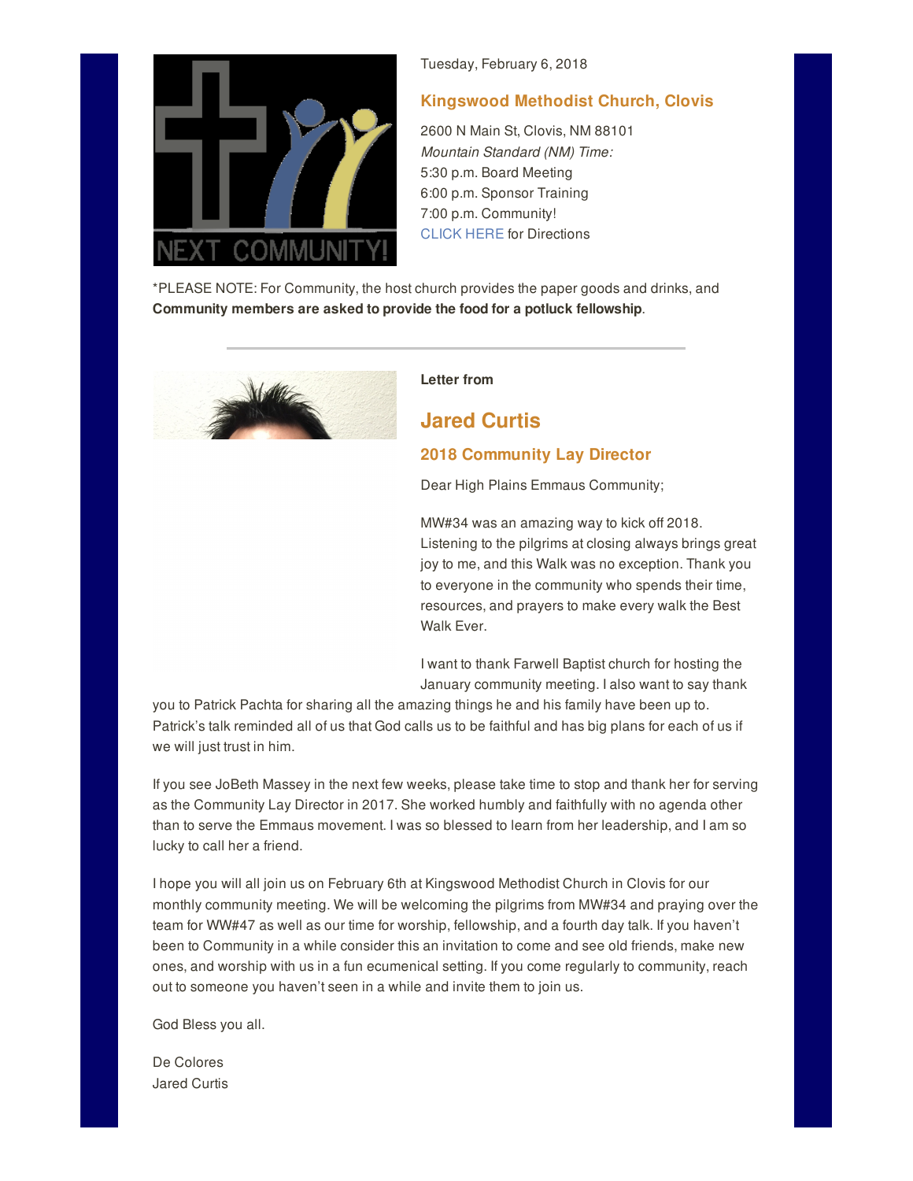Tuesday, February 6, 2018

### Kingswood Methodist Church, Clovis

2600 N Main St, Clovis, NM 88101
*Mountain Standard (NM) Time:*
5:30 p.m. Board Meeting
6:00 p.m. Sponsor Training
7:00 p.m. Community!
CLICK HERE for Directions

*PLEASE NOTE: For Community, the host church provides the paper goods and drinks, and **Community members are asked to provide the food for a potluck fellowship**.

---

**Letter from**

## Jared Curtis

### 2018 Community Lay Director

Dear High Plains Emmaus Community;

MW#34 was an amazing way to kick off 2018. Listening to the pilgrims at closing always brings great joy to me, and this Walk was no exception. Thank you to everyone in the community who spends their time, resources, and prayers to make every walk the Best Walk Ever.

I want to thank Farwell Baptist church for hosting the January community meeting. I also want to say thank you to Patrick Pachta for sharing all the amazing things he and his family have been up to. Patrick's talk reminded all of us that God calls us to be faithful and has big plans for each of us if we will just trust in him.

If you see JoBeth Massey in the next few weeks, please take time to stop and thank her for serving as the Community Lay Director in 2017. She worked humbly and faithfully with no agenda other than to serve the Emmaus movement. I was so blessed to learn from her leadership, and I am so lucky to call her a friend.

I hope you will all join us on February 6th at Kingswood Methodist Church in Clovis for our monthly community meeting. We will be welcoming the pilgrims from MW#34 and praying over the team for WW#47 as well as our time for worship, fellowship, and a fourth day talk. If you haven't been to Community in a while consider this an invitation to come and see old friends, make new ones, and worship with us in a fun ecumenical setting. If you come regularly to community, reach out to someone you haven't seen in a while and invite them to join us.

God Bless you all.

De Colores
Jared Curtis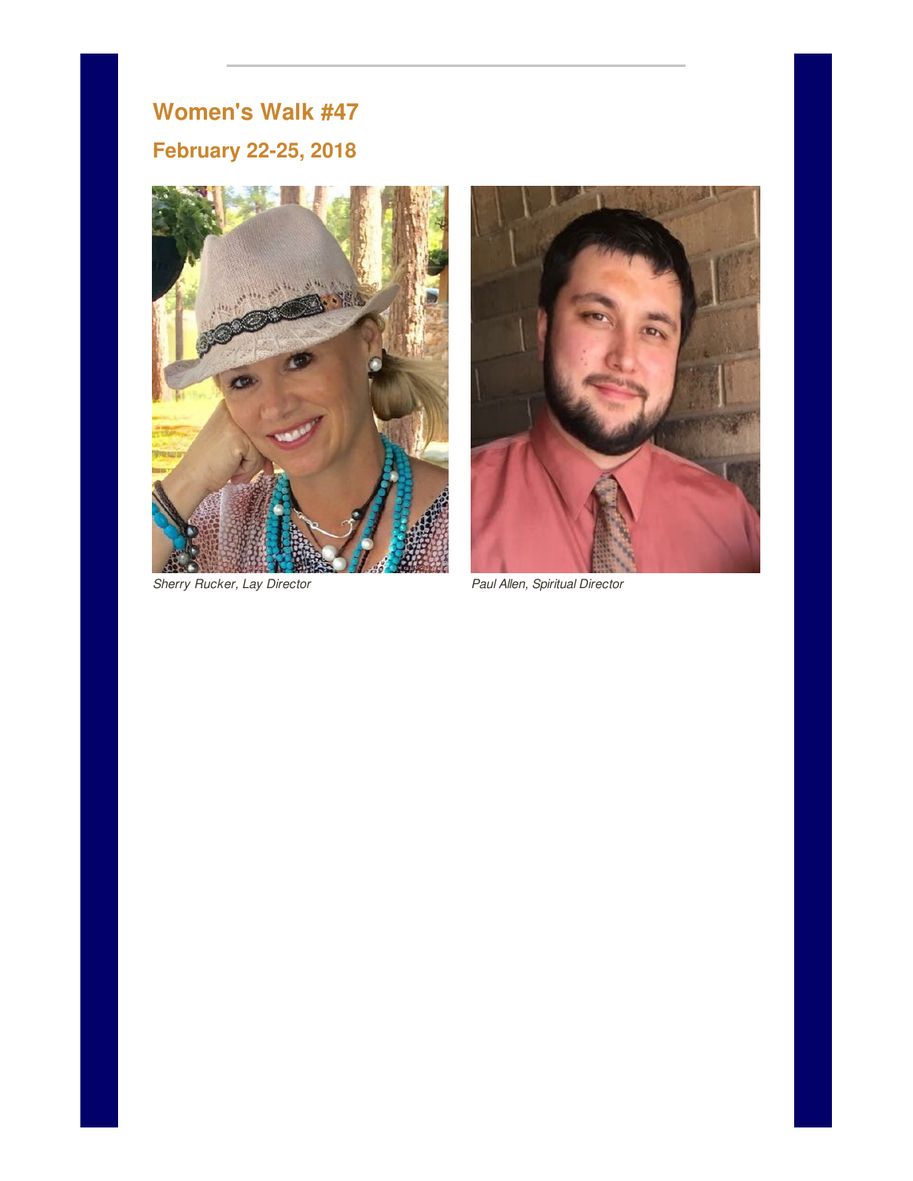## Women's Walk #47

### February 22-25, 2018

*Sherry Rucker, Lay Director*

*Paul Allen, Spiritual Director*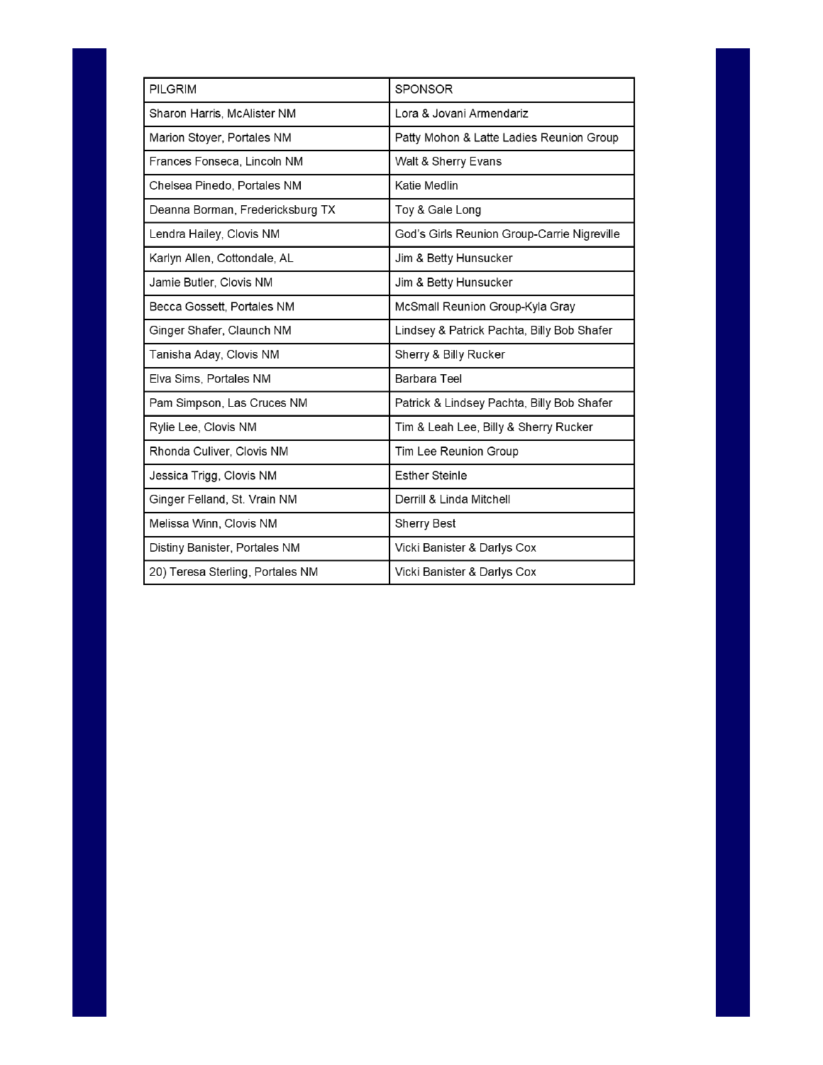| PILGRIM | SPONSOR |
| --- | --- |
| Sharon Harris, McAlister NM | Lora & Jovani Armendariz |
| Marion Stoyer, Portales NM | Patty Mohon & Latte Ladies Reunion Group |
| Frances Fonseca, Lincoln NM | Walt & Sherry Evans |
| Chelsea Pinedo, Portales NM | Katie Medlin |
| Deanna Borman, Fredericksburg TX | Toy & Gale Long |
| Lendra Hailey, Clovis NM | God's Girls Reunion Group-Carrie Nigreville |
| Karlyn Allen, Cottondale, AL | Jim & Betty Hunsucker |
| Jamie Butler, Clovis NM | Jim & Betty Hunsucker |
| Becca Gossett, Portales NM | McSmall Reunion Group-Kyla Gray |
| Ginger Shafer, Claunch NM | Lindsey & Patrick Pachta, Billy Bob Shafer |
| Tanisha Aday, Clovis NM | Sherry & Billy Rucker |
| Elva Sims, Portales NM | Barbara Teel |
| Pam Simpson, Las Cruces NM | Patrick & Lindsey Pachta, Billy Bob Shafer |
| Rylie Lee, Clovis NM | Tim & Leah Lee, Billy & Sherry Rucker |
| Rhonda Culiver, Clovis NM | Tim Lee Reunion Group |
| Jessica Trigg, Clovis NM | Esther Steinle |
| Ginger Felland, St. Vrain NM | Derrill & Linda Mitchell |
| Melissa Winn, Clovis NM | Sherry Best |
| Distiny Banister, Portales NM | Vicki Banister & Darlys Cox |
| 20) Teresa Sterling, Portales NM | Vicki Banister & Darlys Cox |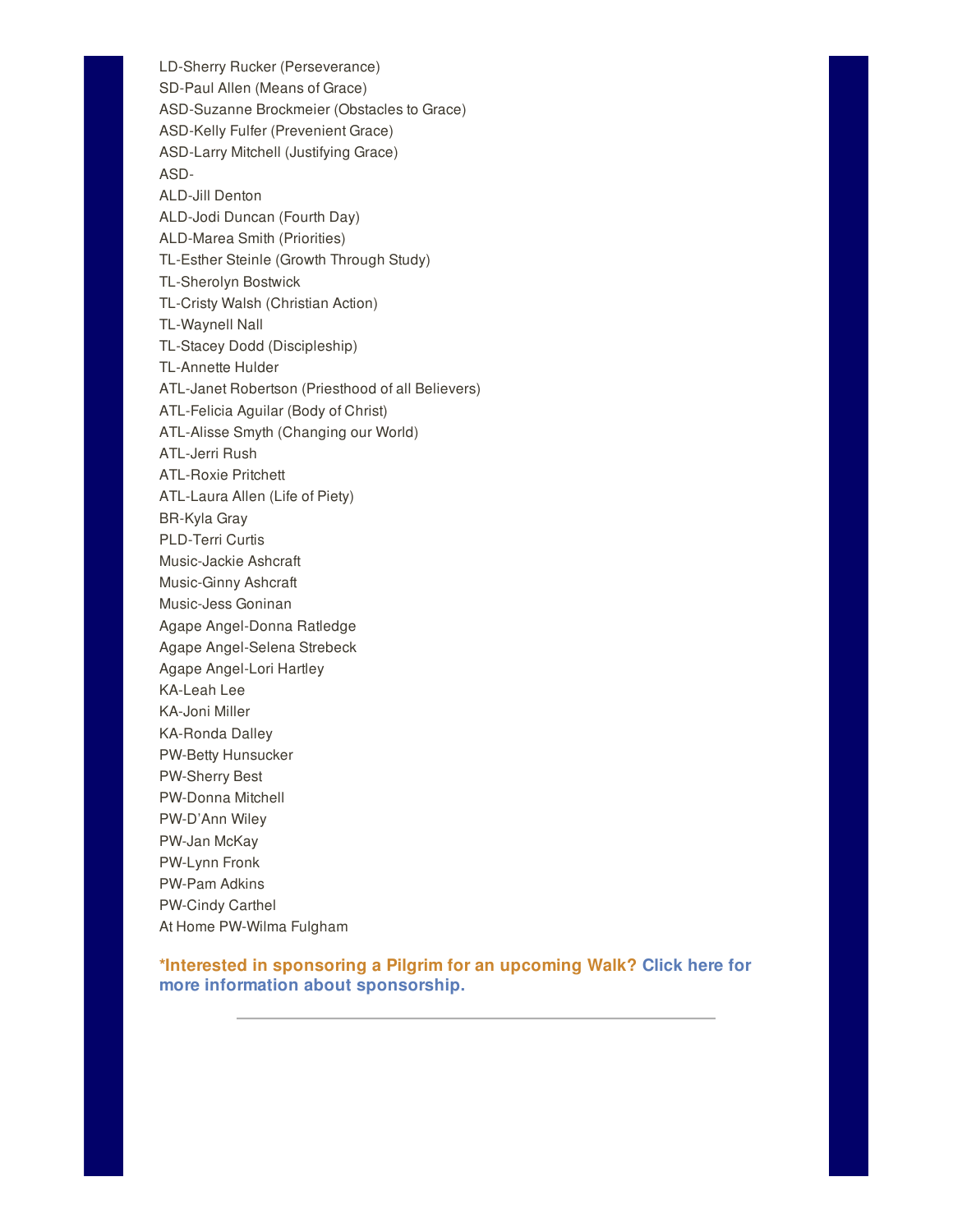LD-Sherry Rucker (Perseverance)
SD-Paul Allen (Means of Grace)
ASD-Suzanne Brockmeier (Obstacles to Grace)
ASD-Kelly Fulfer (Prevenient Grace)
ASD-Larry Mitchell (Justifying Grace)
ASD-
ALD-Jill Denton
ALD-Jodi Duncan (Fourth Day)
ALD-Marea Smith (Priorities)
TL-Esther Steinle (Growth Through Study)
TL-Sherolyn Bostwick
TL-Cristy Walsh (Christian Action)
TL-Waynell Nall
TL-Stacey Dodd (Discipleship)
TL-Annette Hulder
ATL-Janet Robertson (Priesthood of all Believers)
ATL-Felicia Aguilar (Body of Christ)
ATL-Alisse Smyth (Changing our World)
ATL-Jerri Rush
ATL-Roxie Pritchett
ATL-Laura Allen (Life of Piety)
BR-Kyla Gray
PLD-Terri Curtis
Music-Jackie Ashcraft
Music-Ginny Ashcraft
Music-Jess Goninan
Agape Angel-Donna Ratledge
Agape Angel-Selena Strebeck
Agape Angel-Lori Hartley
KA-Leah Lee
KA-Joni Miller
KA-Ronda Dalley
PW-Betty Hunsucker
PW-Sherry Best
PW-Donna Mitchell
PW-D'Ann Wiley
PW-Jan McKay
PW-Lynn Fronk
PW-Pam Adkins
PW-Cindy Carthel
At Home PW-Wilma Fulgham

**\*Interested in sponsoring a Pilgrim for an upcoming Walk? Click here for more information about sponsorship.**

---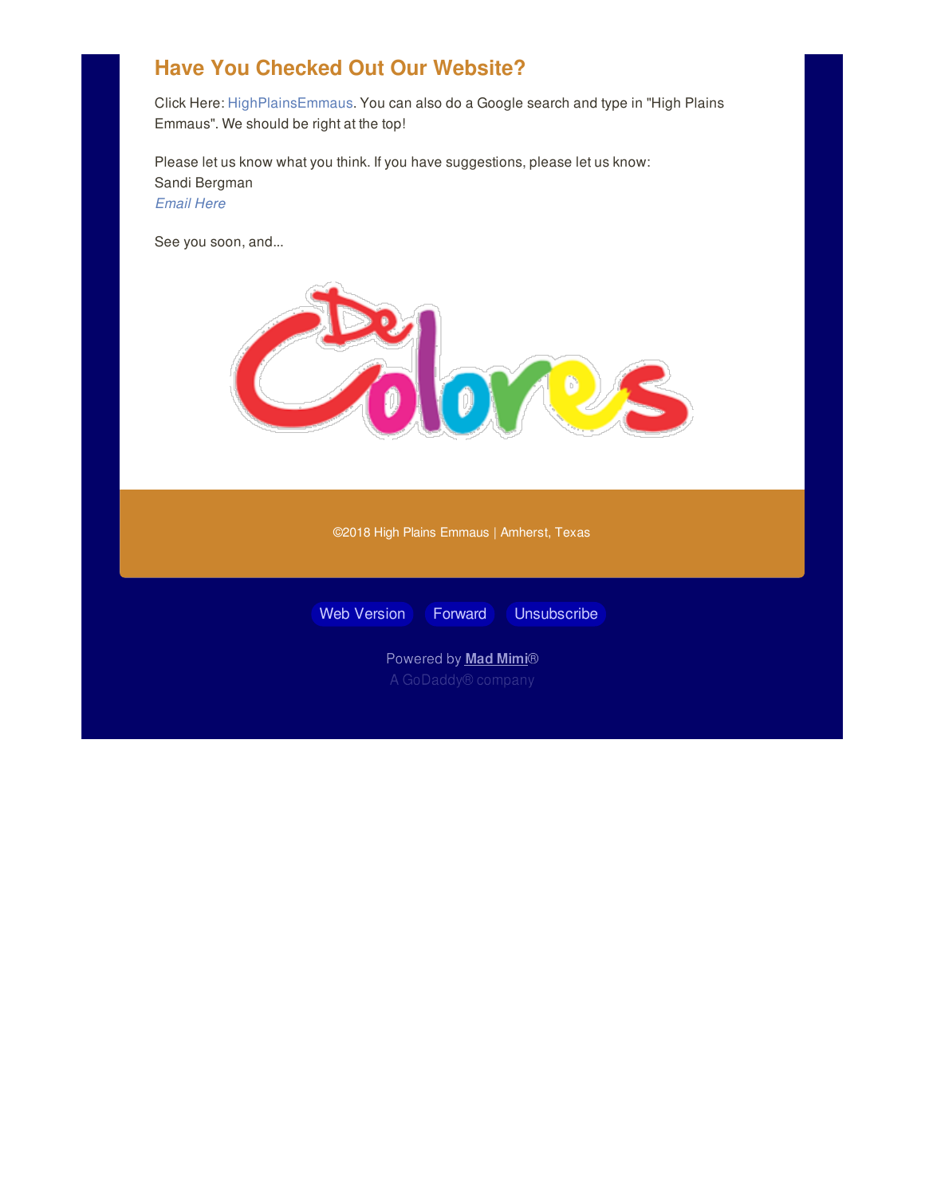## Have You Checked Out Our Website?

Click Here: HighPlainsEmmaus. You can also do a Google search and type in "High Plains Emmaus". We should be right at the top!

Please let us know what you think. If you have suggestions, please let us know:
Sandi Bergman
*Email Here*

See you soon, and...

De Colores

©2018 High Plains Emmaus | Amherst, Texas

Web Version Forward Unsubscribe

Powered by **Mad Mimi**®
A GoDaddy® company